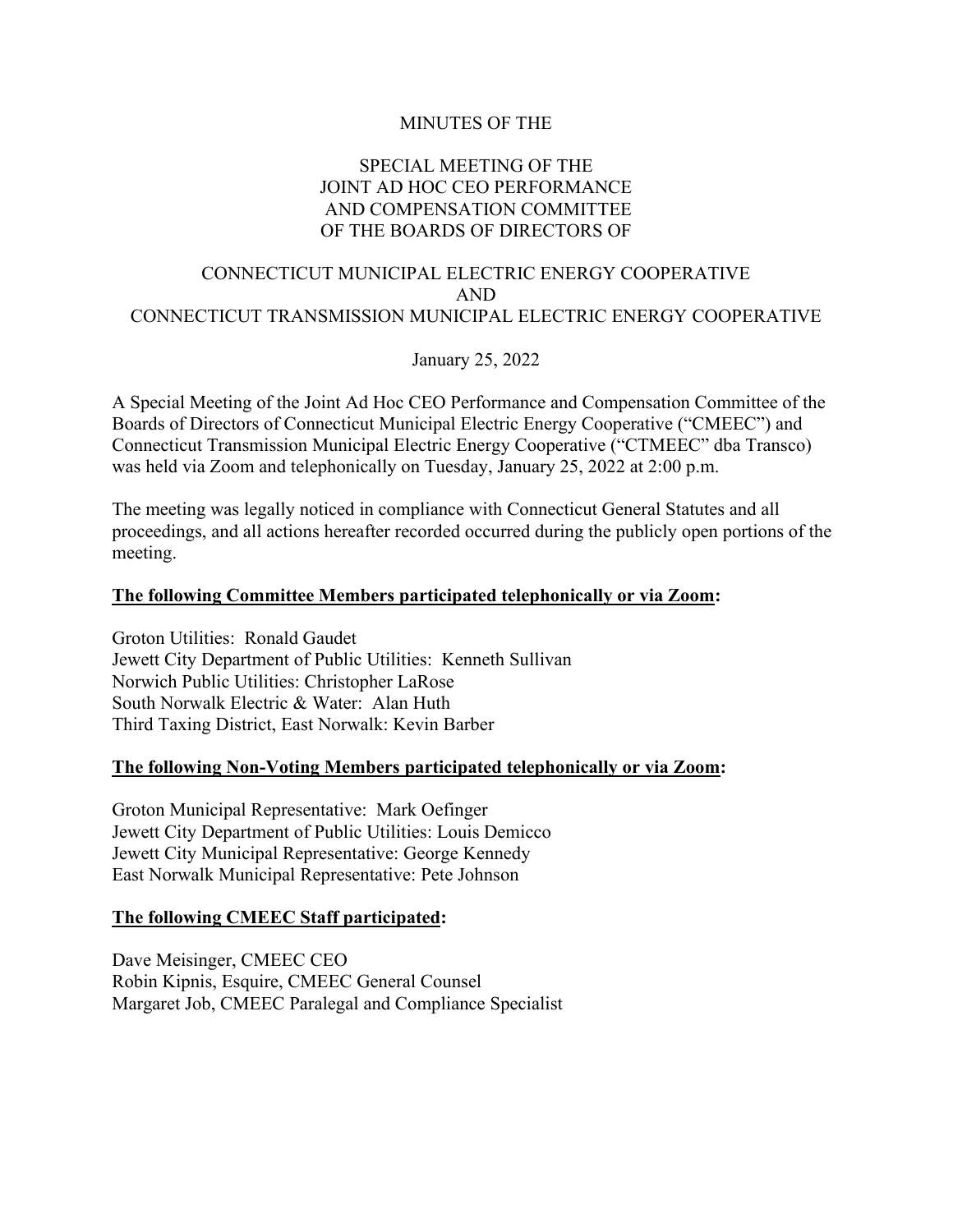# MINUTES OF THE

## SPECIAL MEETING OF THE JOINT AD HOC CEO PERFORMANCE AND COMPENSATION COMMITTEE OF THE BOARDS OF DIRECTORS OF

## CONNECTICUT MUNICIPAL ELECTRIC ENERGY COOPERATIVE AND CONNECTICUT TRANSMISSION MUNICIPAL ELECTRIC ENERGY COOPERATIVE

January 25, 2022

A Special Meeting of the Joint Ad Hoc CEO Performance and Compensation Committee of the Boards of Directors of Connecticut Municipal Electric Energy Cooperative ("CMEEC") and Connecticut Transmission Municipal Electric Energy Cooperative ("CTMEEC" dba Transco) was held via Zoom and telephonically on Tuesday, January 25, 2022 at 2:00 p.m.

The meeting was legally noticed in compliance with Connecticut General Statutes and all proceedings, and all actions hereafter recorded occurred during the publicly open portions of the meeting.

**The following Committee Members participated telephonically or via Zoom:**

Groton Utilities: Ronald Gaudet
Jewett City Department of Public Utilities: Kenneth Sullivan
Norwich Public Utilities: Christopher LaRose
South Norwalk Electric & Water: Alan Huth
Third Taxing District, East Norwalk: Kevin Barber

**The following Non-Voting Members participated telephonically or via Zoom:**

Groton Municipal Representative: Mark Oefinger
Jewett City Department of Public Utilities: Louis Demicco
Jewett City Municipal Representative: George Kennedy
East Norwalk Municipal Representative: Pete Johnson

**The following CMEEC Staff participated:**

Dave Meisinger, CMEEC CEO
Robin Kipnis, Esquire, CMEEC General Counsel
Margaret Job, CMEEC Paralegal and Compliance Specialist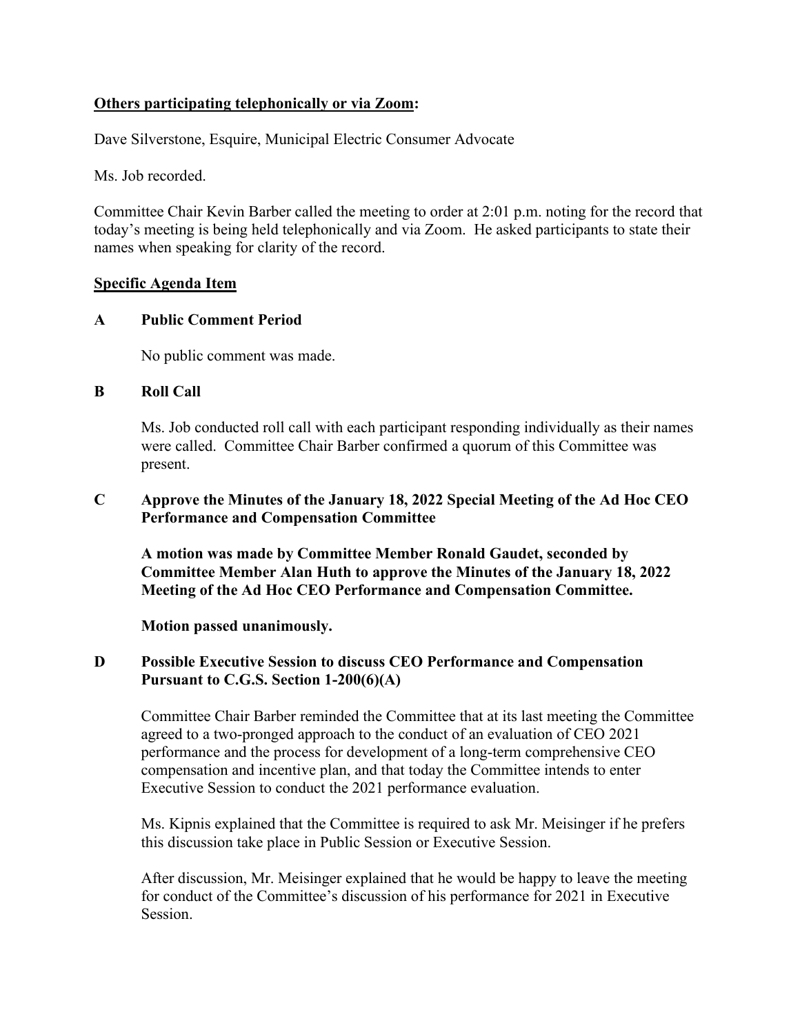**Others participating telephonically or via Zoom:**

Dave Silverstone, Esquire, Municipal Electric Consumer Advocate

Ms. Job recorded.

Committee Chair Kevin Barber called the meeting to order at 2:01 p.m. noting for the record that today's meeting is being held telephonically and via Zoom. He asked participants to state their names when speaking for clarity of the record.

**Specific Agenda Item**

**A Public Comment Period**

No public comment was made.

**B Roll Call**

Ms. Job conducted roll call with each participant responding individually as their names were called. Committee Chair Barber confirmed a quorum of this Committee was present.

**C Approve the Minutes of the January 18, 2022 Special Meeting of the Ad Hoc CEO Performance and Compensation Committee**

**A motion was made by Committee Member Ronald Gaudet, seconded by Committee Member Alan Huth to approve the Minutes of the January 18, 2022 Meeting of the Ad Hoc CEO Performance and Compensation Committee.**

**Motion passed unanimously.**

**D Possible Executive Session to discuss CEO Performance and Compensation Pursuant to C.G.S. Section 1-200(6)(A)**

Committee Chair Barber reminded the Committee that at its last meeting the Committee agreed to a two-pronged approach to the conduct of an evaluation of CEO 2021 performance and the process for development of a long-term comprehensive CEO compensation and incentive plan, and that today the Committee intends to enter Executive Session to conduct the 2021 performance evaluation.

Ms. Kipnis explained that the Committee is required to ask Mr. Meisinger if he prefers this discussion take place in Public Session or Executive Session.

After discussion, Mr. Meisinger explained that he would be happy to leave the meeting for conduct of the Committee's discussion of his performance for 2021 in Executive Session.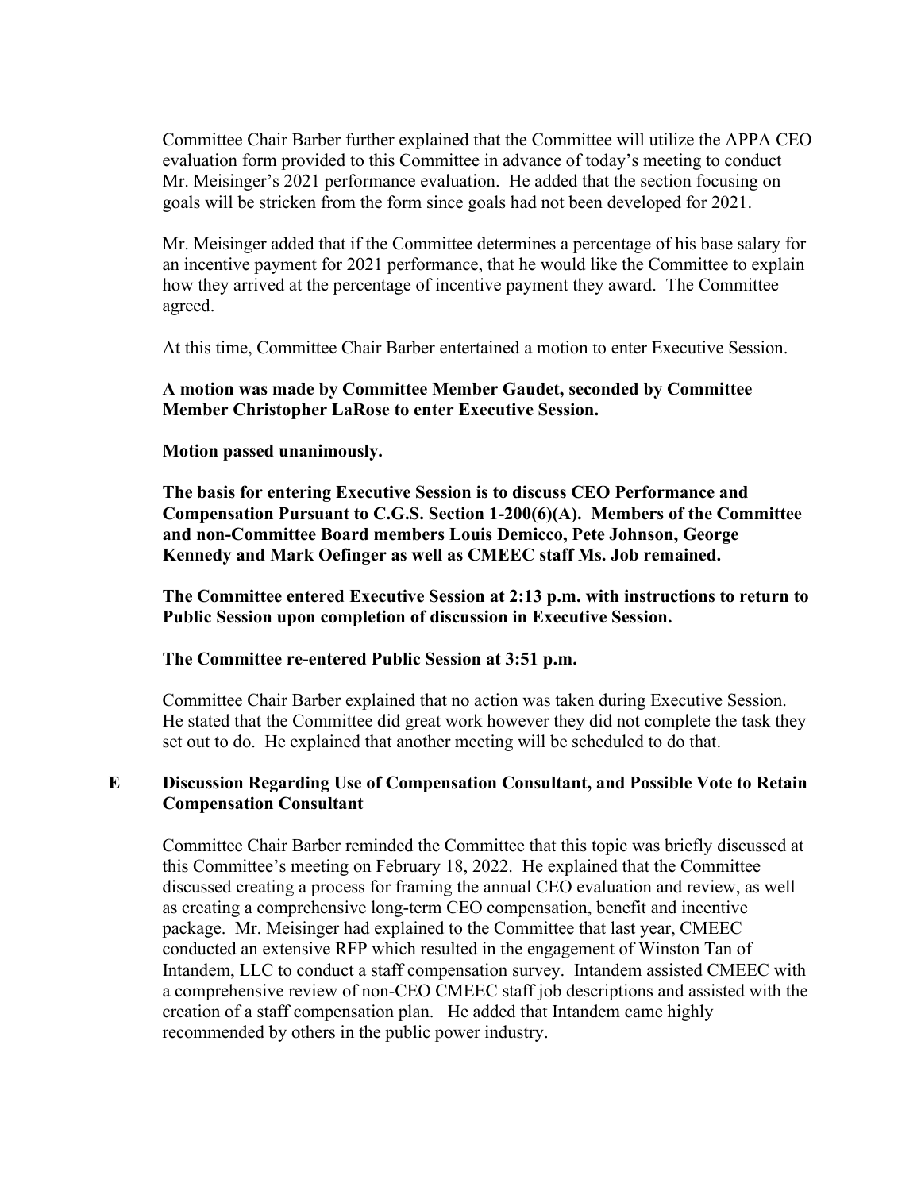Committee Chair Barber further explained that the Committee will utilize the APPA CEO evaluation form provided to this Committee in advance of today's meeting to conduct Mr. Meisinger's 2021 performance evaluation. He added that the section focusing on goals will be stricken from the form since goals had not been developed for 2021.

Mr. Meisinger added that if the Committee determines a percentage of his base salary for an incentive payment for 2021 performance, that he would like the Committee to explain how they arrived at the percentage of incentive payment they award. The Committee agreed.

At this time, Committee Chair Barber entertained a motion to enter Executive Session.

**A motion was made by Committee Member Gaudet, seconded by Committee Member Christopher LaRose to enter Executive Session.**

**Motion passed unanimously.**

**The basis for entering Executive Session is to discuss CEO Performance and Compensation Pursuant to C.G.S. Section 1-200(6)(A). Members of the Committee and non-Committee Board members Louis Demicco, Pete Johnson, George Kennedy and Mark Oefinger as well as CMEEC staff Ms. Job remained.**

**The Committee entered Executive Session at 2:13 p.m. with instructions to return to Public Session upon completion of discussion in Executive Session.**

**The Committee re-entered Public Session at 3:51 p.m.**

Committee Chair Barber explained that no action was taken during Executive Session. He stated that the Committee did great work however they did not complete the task they set out to do. He explained that another meeting will be scheduled to do that.

## E Discussion Regarding Use of Compensation Consultant, and Possible Vote to Retain Compensation Consultant

Committee Chair Barber reminded the Committee that this topic was briefly discussed at this Committee's meeting on February 18, 2022. He explained that the Committee discussed creating a process for framing the annual CEO evaluation and review, as well as creating a comprehensive long-term CEO compensation, benefit and incentive package. Mr. Meisinger had explained to the Committee that last year, CMEEC conducted an extensive RFP which resulted in the engagement of Winston Tan of Intandem, LLC to conduct a staff compensation survey. Intandem assisted CMEEC with a comprehensive review of non-CEO CMEEC staff job descriptions and assisted with the creation of a staff compensation plan. He added that Intandem came highly recommended by others in the public power industry.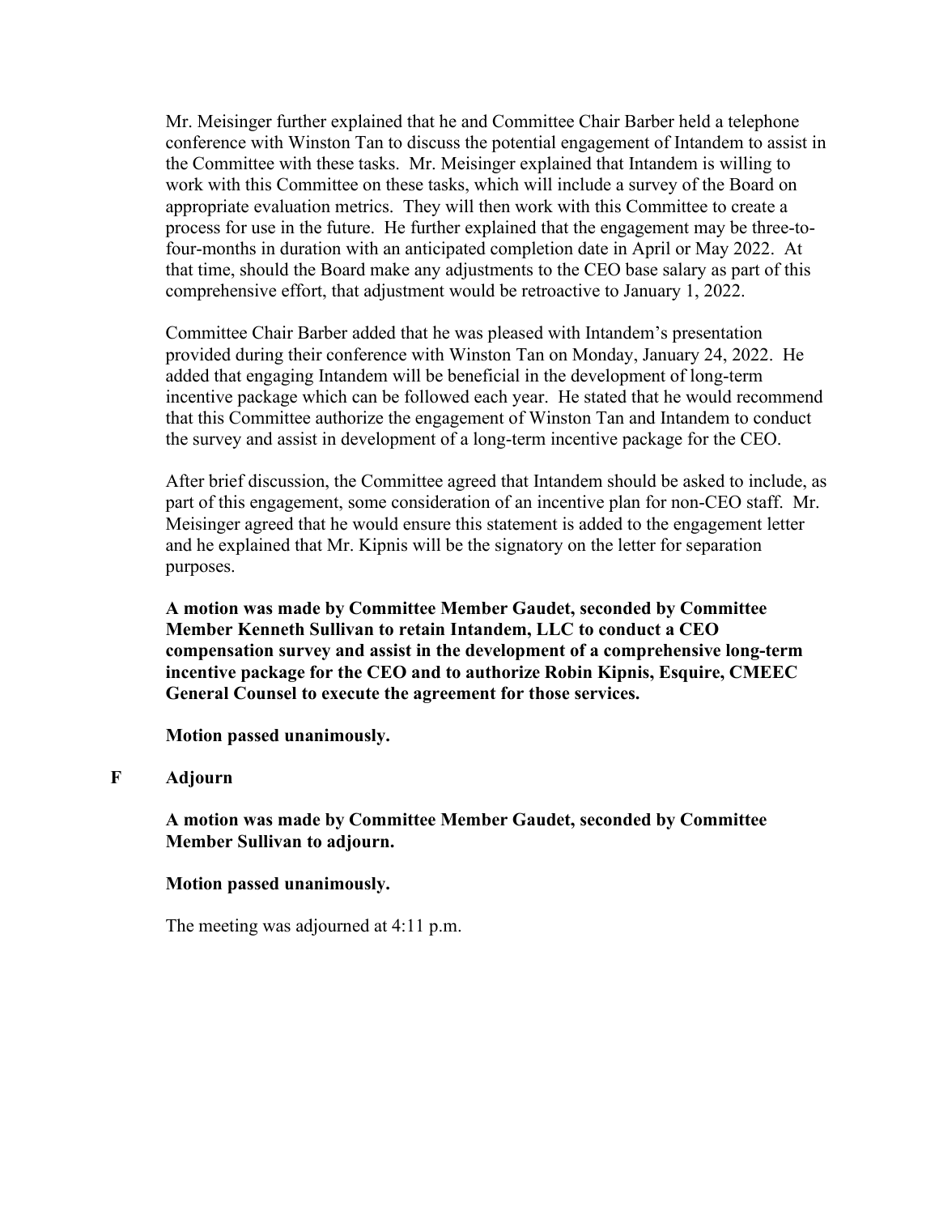Mr. Meisinger further explained that he and Committee Chair Barber held a telephone conference with Winston Tan to discuss the potential engagement of Intandem to assist in the Committee with these tasks. Mr. Meisinger explained that Intandem is willing to work with this Committee on these tasks, which will include a survey of the Board on appropriate evaluation metrics. They will then work with this Committee to create a process for use in the future. He further explained that the engagement may be three-to-four-months in duration with an anticipated completion date in April or May 2022. At that time, should the Board make any adjustments to the CEO base salary as part of this comprehensive effort, that adjustment would be retroactive to January 1, 2022.

Committee Chair Barber added that he was pleased with Intandem's presentation provided during their conference with Winston Tan on Monday, January 24, 2022. He added that engaging Intandem will be beneficial in the development of long-term incentive package which can be followed each year. He stated that he would recommend that this Committee authorize the engagement of Winston Tan and Intandem to conduct the survey and assist in development of a long-term incentive package for the CEO.

After brief discussion, the Committee agreed that Intandem should be asked to include, as part of this engagement, some consideration of an incentive plan for non-CEO staff. Mr. Meisinger agreed that he would ensure this statement is added to the engagement letter and he explained that Mr. Kipnis will be the signatory on the letter for separation purposes.

**A motion was made by Committee Member Gaudet, seconded by Committee Member Kenneth Sullivan to retain Intandem, LLC to conduct a CEO compensation survey and assist in the development of a comprehensive long-term incentive package for the CEO and to authorize Robin Kipnis, Esquire, CMEEC General Counsel to execute the agreement for those services.**

**Motion passed unanimously.**

## F Adjourn

**A motion was made by Committee Member Gaudet, seconded by Committee Member Sullivan to adjourn.**

**Motion passed unanimously.**

The meeting was adjourned at 4:11 p.m.